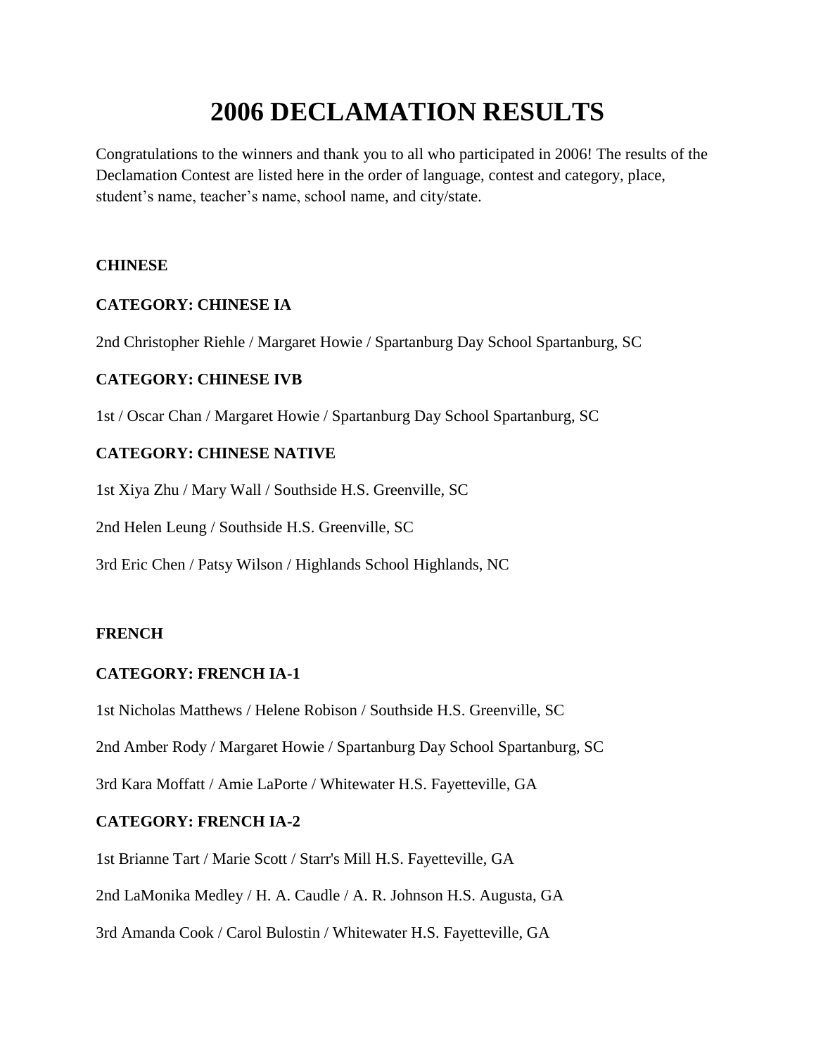# 2006 DECLAMATION RESULTS

Congratulations to the winners and thank you to all who participated in 2006! The results of the Declamation Contest are listed here in the order of language, contest and category, place, student's name, teacher's name, school name, and city/state.

**CHINESE**

**CATEGORY: CHINESE IA**

2nd Christopher Riehle / Margaret Howie / Spartanburg Day School Spartanburg, SC

**CATEGORY: CHINESE IVB**

1st / Oscar Chan / Margaret Howie / Spartanburg Day School Spartanburg, SC

**CATEGORY: CHINESE NATIVE**

1st Xiya Zhu / Mary Wall / Southside H.S. Greenville, SC

2nd Helen Leung / Southside H.S. Greenville, SC

3rd Eric Chen / Patsy Wilson / Highlands School Highlands, NC

**FRENCH**

**CATEGORY: FRENCH IA-1**

1st Nicholas Matthews / Helene Robison / Southside H.S. Greenville, SC

2nd Amber Rody / Margaret Howie / Spartanburg Day School Spartanburg, SC

3rd Kara Moffatt / Amie LaPorte / Whitewater H.S. Fayetteville, GA

**CATEGORY: FRENCH IA-2**

1st Brianne Tart / Marie Scott / Starr's Mill H.S. Fayetteville, GA

2nd LaMonika Medley / H. A. Caudle / A. R. Johnson H.S. Augusta, GA

3rd Amanda Cook / Carol Bulostin / Whitewater H.S. Fayetteville, GA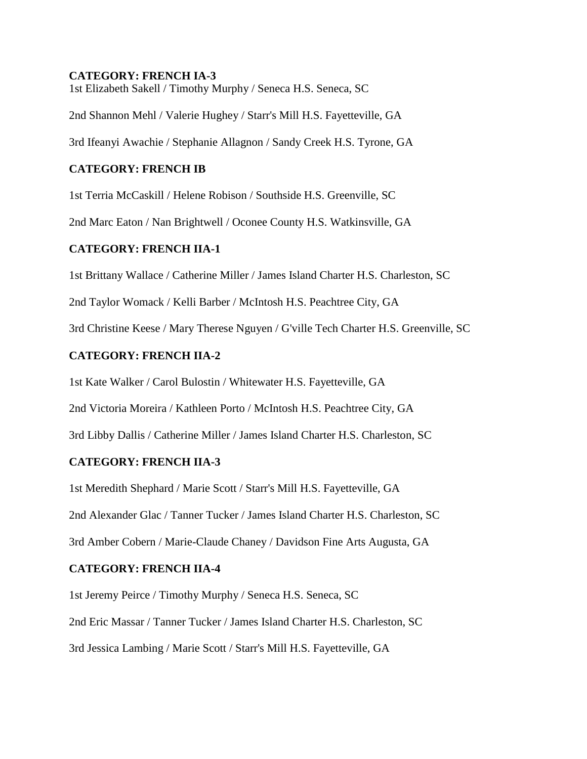**CATEGORY: FRENCH IA-3**

1st Elizabeth Sakell / Timothy Murphy / Seneca H.S. Seneca, SC

2nd Shannon Mehl / Valerie Hughey / Starr's Mill H.S. Fayetteville, GA

3rd Ifeanyi Awachie / Stephanie Allagnon / Sandy Creek H.S. Tyrone, GA

**CATEGORY: FRENCH IB**

1st Terria McCaskill / Helene Robison / Southside H.S. Greenville, SC

2nd Marc Eaton / Nan Brightwell / Oconee County H.S. Watkinsville, GA

**CATEGORY: FRENCH IIA-1**

1st Brittany Wallace / Catherine Miller / James Island Charter H.S. Charleston, SC

2nd Taylor Womack / Kelli Barber / McIntosh H.S. Peachtree City, GA

3rd Christine Keese / Mary Therese Nguyen / G'ville Tech Charter H.S. Greenville, SC

**CATEGORY: FRENCH IIA-2**

1st Kate Walker / Carol Bulostin / Whitewater H.S. Fayetteville, GA

2nd Victoria Moreira / Kathleen Porto / McIntosh H.S. Peachtree City, GA

3rd Libby Dallis / Catherine Miller / James Island Charter H.S. Charleston, SC

**CATEGORY: FRENCH IIA-3**

1st Meredith Shephard / Marie Scott / Starr's Mill H.S. Fayetteville, GA

2nd Alexander Glac / Tanner Tucker / James Island Charter H.S. Charleston, SC

3rd Amber Cobern / Marie-Claude Chaney / Davidson Fine Arts Augusta, GA

**CATEGORY: FRENCH IIA-4**

1st Jeremy Peirce / Timothy Murphy / Seneca H.S. Seneca, SC

2nd Eric Massar / Tanner Tucker / James Island Charter H.S. Charleston, SC

3rd Jessica Lambing / Marie Scott / Starr's Mill H.S. Fayetteville, GA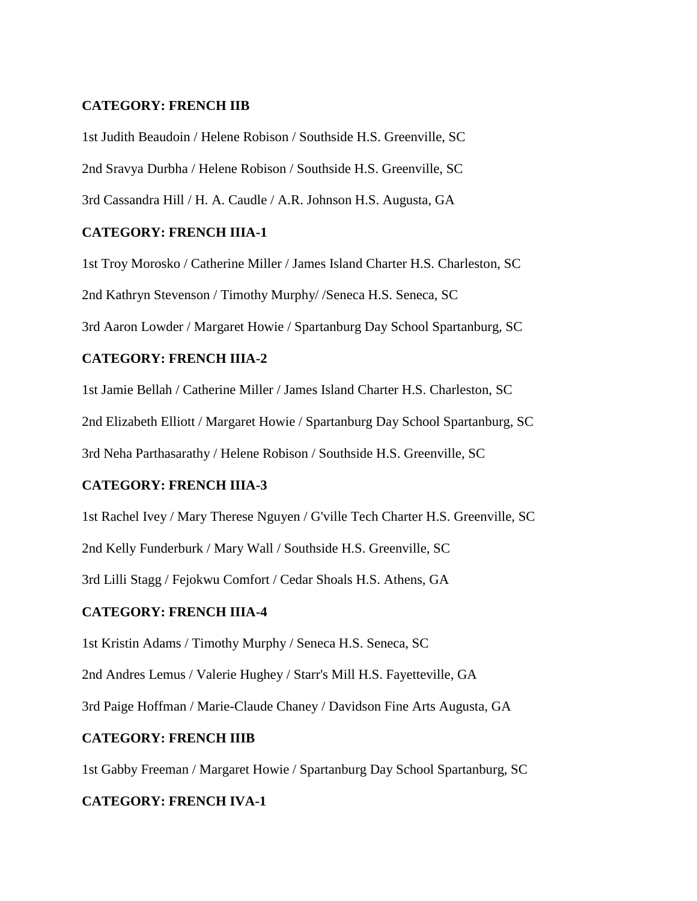**CATEGORY: FRENCH IIB**

1st Judith Beaudoin / Helene Robison / Southside H.S. Greenville, SC

2nd Sravya Durbha / Helene Robison / Southside H.S. Greenville, SC

3rd Cassandra Hill / H. A. Caudle / A.R. Johnson H.S. Augusta, GA

**CATEGORY: FRENCH IIIA-1**

1st Troy Morosko / Catherine Miller / James Island Charter H.S. Charleston, SC

2nd Kathryn Stevenson / Timothy Murphy/ /Seneca H.S. Seneca, SC

3rd Aaron Lowder / Margaret Howie / Spartanburg Day School Spartanburg, SC

**CATEGORY: FRENCH IIIA-2**

1st Jamie Bellah / Catherine Miller / James Island Charter H.S. Charleston, SC

2nd Elizabeth Elliott / Margaret Howie / Spartanburg Day School Spartanburg, SC

3rd Neha Parthasarathy / Helene Robison / Southside H.S. Greenville, SC

**CATEGORY: FRENCH IIIA-3**

1st Rachel Ivey / Mary Therese Nguyen / G'ville Tech Charter H.S. Greenville, SC

2nd Kelly Funderburk / Mary Wall / Southside H.S. Greenville, SC

3rd Lilli Stagg / Fejokwu Comfort / Cedar Shoals H.S. Athens, GA

**CATEGORY: FRENCH IIIA-4**

1st Kristin Adams / Timothy Murphy / Seneca H.S. Seneca, SC

2nd Andres Lemus / Valerie Hughey / Starr's Mill H.S. Fayetteville, GA

3rd Paige Hoffman / Marie-Claude Chaney / Davidson Fine Arts Augusta, GA

**CATEGORY: FRENCH IIIB**

1st Gabby Freeman / Margaret Howie / Spartanburg Day School Spartanburg, SC

**CATEGORY: FRENCH IVA-1**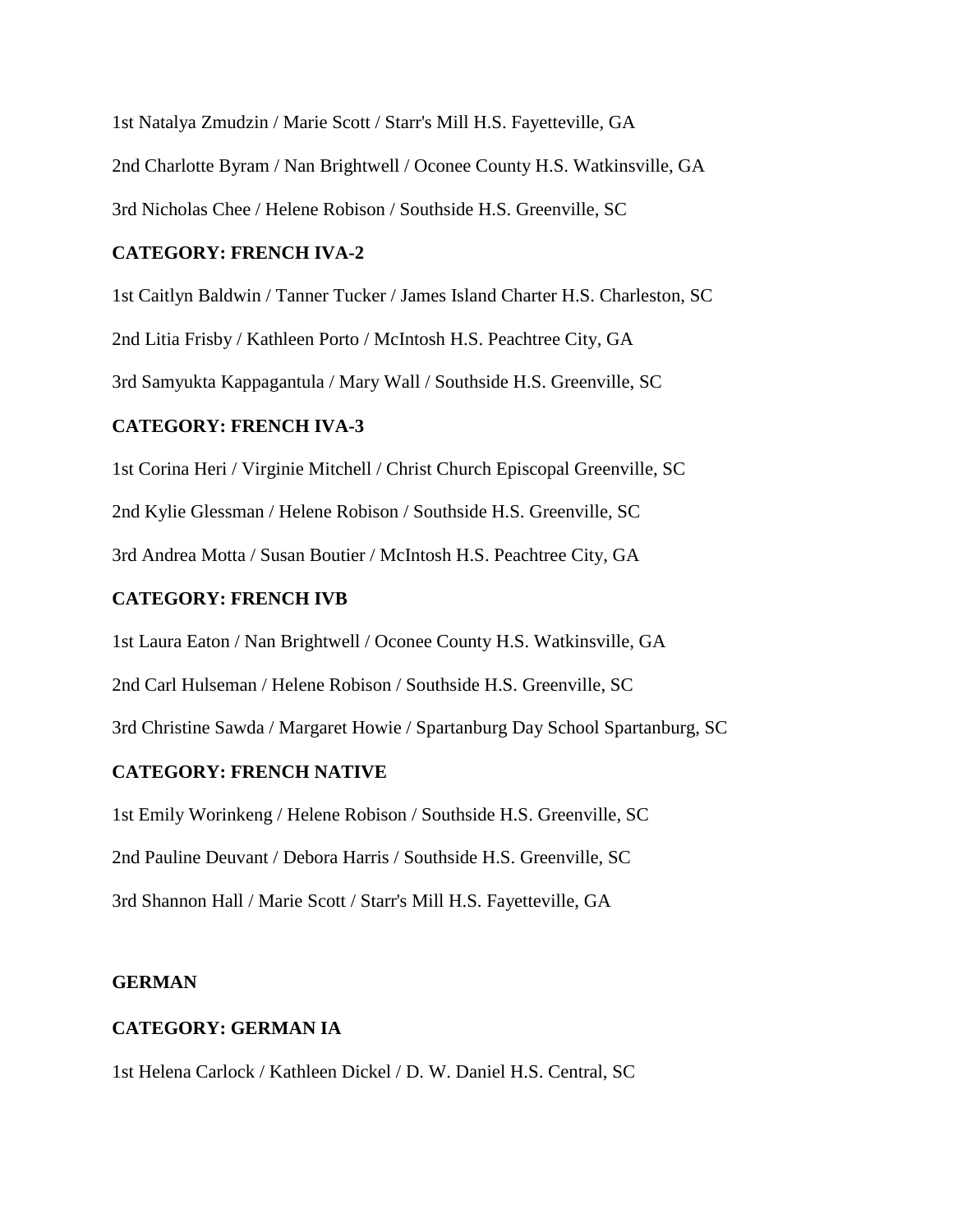1st Natalya Zmudzin / Marie Scott / Starr's Mill H.S. Fayetteville, GA

2nd Charlotte Byram / Nan Brightwell / Oconee County H.S. Watkinsville, GA

3rd Nicholas Chee / Helene Robison / Southside H.S. Greenville, SC

**CATEGORY: FRENCH IVA-2**

1st Caitlyn Baldwin / Tanner Tucker / James Island Charter H.S. Charleston, SC

2nd Litia Frisby / Kathleen Porto / McIntosh H.S. Peachtree City, GA

3rd Samyukta Kappagantula / Mary Wall / Southside H.S. Greenville, SC

**CATEGORY: FRENCH IVA-3**

1st Corina Heri / Virginie Mitchell / Christ Church Episcopal Greenville, SC

2nd Kylie Glessman / Helene Robison / Southside H.S. Greenville, SC

3rd Andrea Motta / Susan Boutier / McIntosh H.S. Peachtree City, GA

**CATEGORY: FRENCH IVB**

1st Laura Eaton / Nan Brightwell / Oconee County H.S. Watkinsville, GA

2nd Carl Hulseman / Helene Robison / Southside H.S. Greenville, SC

3rd Christine Sawda / Margaret Howie / Spartanburg Day School Spartanburg, SC

**CATEGORY: FRENCH NATIVE**

1st Emily Worinkeng / Helene Robison / Southside H.S. Greenville, SC

2nd Pauline Deuvant / Debora Harris / Southside H.S. Greenville, SC

3rd Shannon Hall / Marie Scott / Starr's Mill H.S. Fayetteville, GA

**GERMAN**

**CATEGORY: GERMAN IA**

1st Helena Carlock / Kathleen Dickel / D. W. Daniel H.S. Central, SC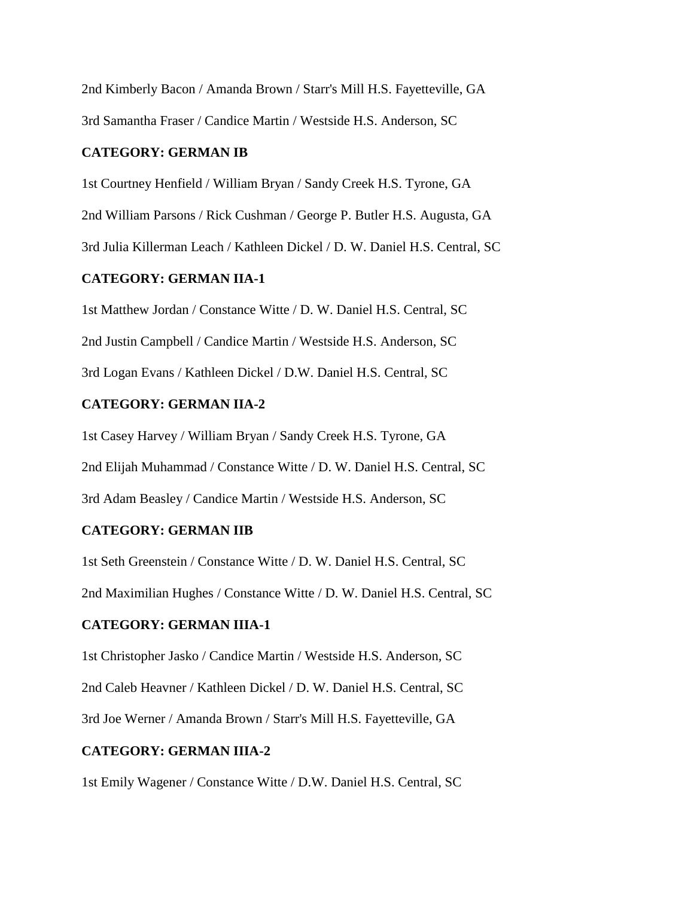2nd Kimberly Bacon / Amanda Brown / Starr's Mill H.S. Fayetteville, GA

3rd Samantha Fraser / Candice Martin / Westside H.S. Anderson, SC

**CATEGORY: GERMAN IB**

1st Courtney Henfield / William Bryan / Sandy Creek H.S. Tyrone, GA

2nd William Parsons / Rick Cushman / George P. Butler H.S. Augusta, GA

3rd Julia Killerman Leach / Kathleen Dickel / D. W. Daniel H.S. Central, SC

**CATEGORY: GERMAN IIA-1**

1st Matthew Jordan / Constance Witte / D. W. Daniel H.S. Central, SC

2nd Justin Campbell / Candice Martin / Westside H.S. Anderson, SC

3rd Logan Evans / Kathleen Dickel / D.W. Daniel H.S. Central, SC

**CATEGORY: GERMAN IIA-2**

1st Casey Harvey / William Bryan / Sandy Creek H.S. Tyrone, GA

2nd Elijah Muhammad / Constance Witte / D. W. Daniel H.S. Central, SC

3rd Adam Beasley / Candice Martin / Westside H.S. Anderson, SC

**CATEGORY: GERMAN IIB**

1st Seth Greenstein / Constance Witte / D. W. Daniel H.S. Central, SC

2nd Maximilian Hughes / Constance Witte / D. W. Daniel H.S. Central, SC

**CATEGORY: GERMAN IIIA-1**

1st Christopher Jasko / Candice Martin / Westside H.S. Anderson, SC

2nd Caleb Heavner / Kathleen Dickel / D. W. Daniel H.S. Central, SC

3rd Joe Werner / Amanda Brown / Starr's Mill H.S. Fayetteville, GA

**CATEGORY: GERMAN IIIA-2**

1st Emily Wagener / Constance Witte / D.W. Daniel H.S. Central, SC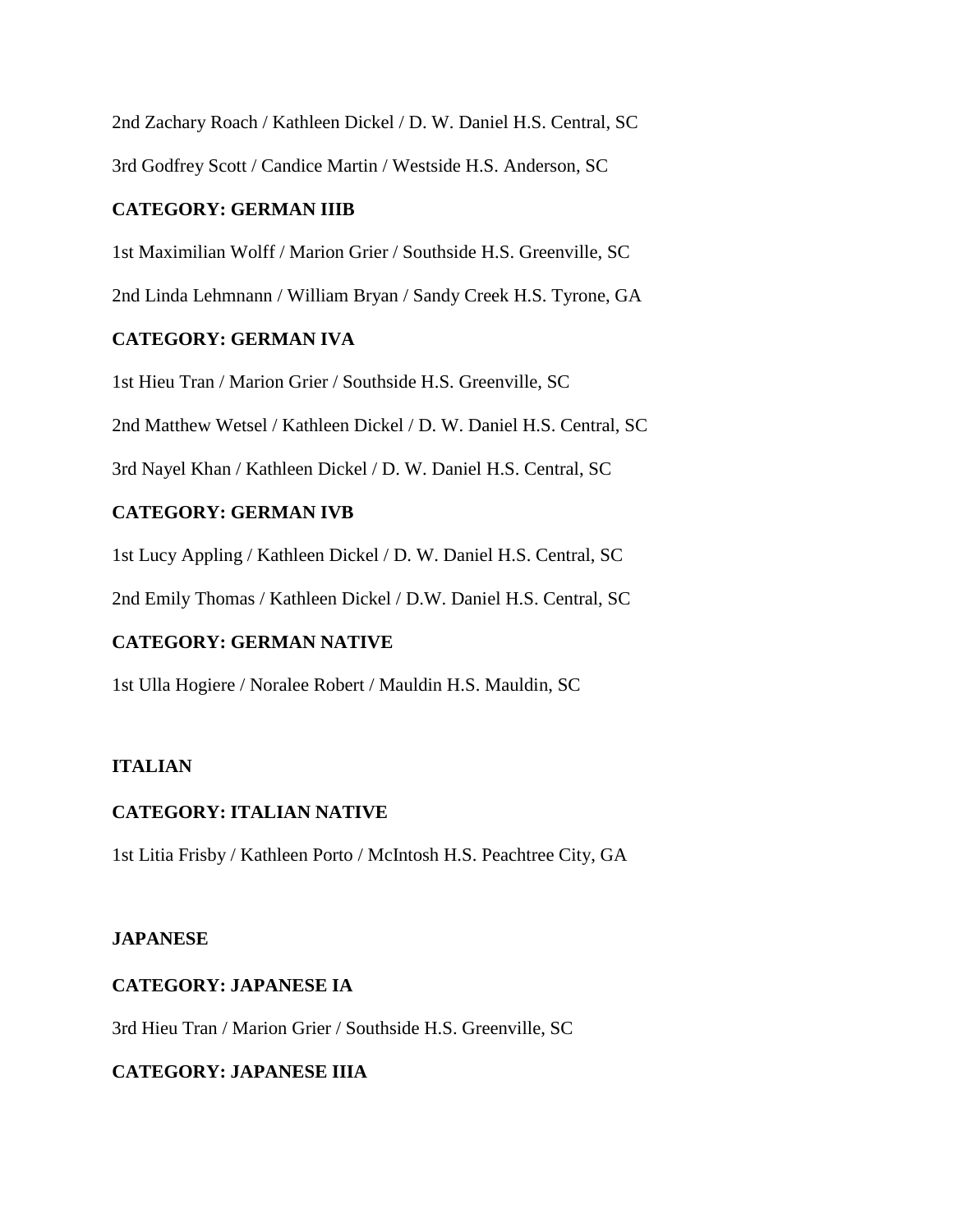2nd Zachary Roach / Kathleen Dickel / D. W. Daniel H.S. Central, SC

3rd Godfrey Scott / Candice Martin / Westside H.S. Anderson, SC

**CATEGORY: GERMAN IIIB**

1st Maximilian Wolff / Marion Grier / Southside H.S. Greenville, SC

2nd Linda Lehmnann / William Bryan / Sandy Creek H.S. Tyrone, GA

**CATEGORY: GERMAN IVA**

1st Hieu Tran / Marion Grier / Southside H.S. Greenville, SC

2nd Matthew Wetsel / Kathleen Dickel / D. W. Daniel H.S. Central, SC

3rd Nayel Khan / Kathleen Dickel / D. W. Daniel H.S. Central, SC

**CATEGORY: GERMAN IVB**

1st Lucy Appling / Kathleen Dickel / D. W. Daniel H.S. Central, SC

2nd Emily Thomas / Kathleen Dickel / D.W. Daniel H.S. Central, SC

**CATEGORY: GERMAN NATIVE**

1st Ulla Hogiere / Noralee Robert / Mauldin H.S. Mauldin, SC

**ITALIAN**

**CATEGORY: ITALIAN NATIVE**

1st Litia Frisby / Kathleen Porto / McIntosh H.S. Peachtree City, GA

**JAPANESE**

**CATEGORY: JAPANESE IA**

3rd Hieu Tran / Marion Grier / Southside H.S. Greenville, SC

**CATEGORY: JAPANESE IIIA**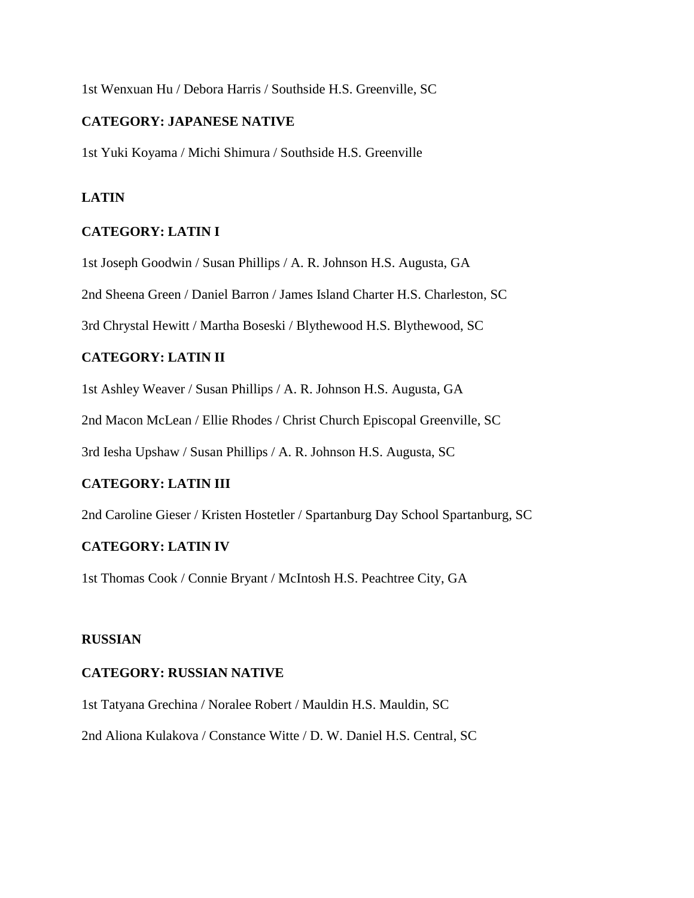1st Wenxuan Hu / Debora Harris / Southside H.S. Greenville, SC

**CATEGORY: JAPANESE NATIVE**

1st Yuki Koyama / Michi Shimura / Southside H.S. Greenville

**LATIN**

**CATEGORY: LATIN I**

1st Joseph Goodwin / Susan Phillips / A. R. Johnson H.S. Augusta, GA

2nd Sheena Green / Daniel Barron / James Island Charter H.S. Charleston, SC

3rd Chrystal Hewitt / Martha Boseski / Blythewood H.S. Blythewood, SC

**CATEGORY: LATIN II**

1st Ashley Weaver / Susan Phillips / A. R. Johnson H.S. Augusta, GA

2nd Macon McLean / Ellie Rhodes / Christ Church Episcopal Greenville, SC

3rd Iesha Upshaw / Susan Phillips / A. R. Johnson H.S. Augusta, SC

**CATEGORY: LATIN III**

2nd Caroline Gieser / Kristen Hostetler / Spartanburg Day School Spartanburg, SC

**CATEGORY: LATIN IV**

1st Thomas Cook / Connie Bryant / McIntosh H.S. Peachtree City, GA

**RUSSIAN**

**CATEGORY: RUSSIAN NATIVE**

1st Tatyana Grechina / Noralee Robert / Mauldin H.S. Mauldin, SC

2nd Aliona Kulakova / Constance Witte / D. W. Daniel H.S. Central, SC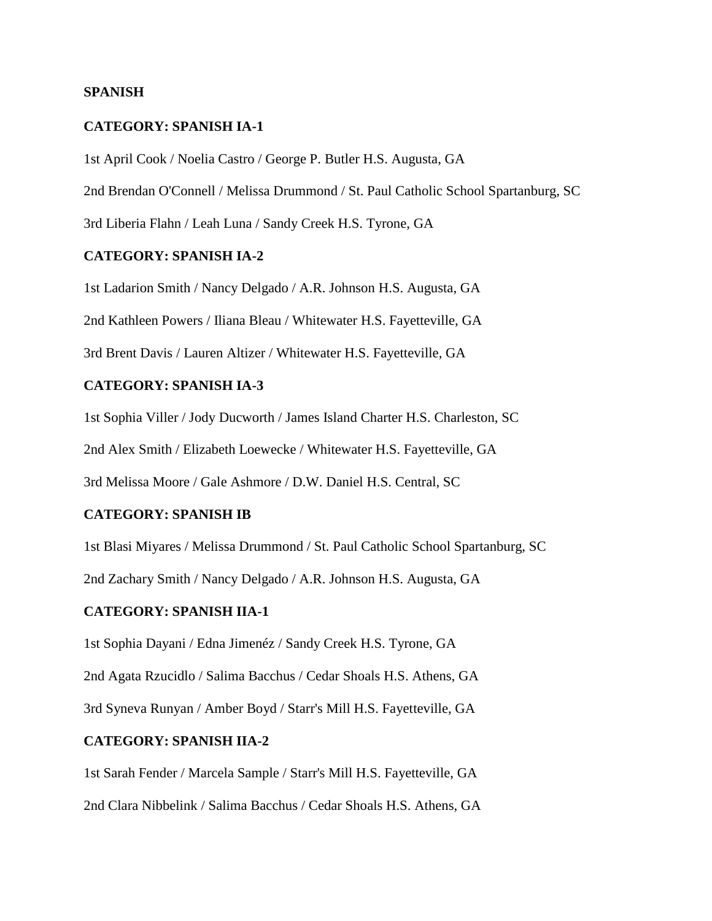**SPANISH**

**CATEGORY: SPANISH IA-1**

1st April Cook / Noelia Castro / George P. Butler H.S. Augusta, GA

2nd Brendan O'Connell / Melissa Drummond / St. Paul Catholic School Spartanburg, SC

3rd Liberia Flahn / Leah Luna / Sandy Creek H.S. Tyrone, GA

**CATEGORY: SPANISH IA-2**

1st Ladarion Smith / Nancy Delgado / A.R. Johnson H.S. Augusta, GA

2nd Kathleen Powers / Iliana Bleau / Whitewater H.S. Fayetteville, GA

3rd Brent Davis / Lauren Altizer / Whitewater H.S. Fayetteville, GA

**CATEGORY: SPANISH IA-3**

1st Sophia Viller / Jody Ducworth / James Island Charter H.S. Charleston, SC

2nd Alex Smith / Elizabeth Loewecke / Whitewater H.S. Fayetteville, GA

3rd Melissa Moore / Gale Ashmore / D.W. Daniel H.S. Central, SC

**CATEGORY: SPANISH IB**

1st Blasi Miyares / Melissa Drummond / St. Paul Catholic School Spartanburg, SC

2nd Zachary Smith / Nancy Delgado / A.R. Johnson H.S. Augusta, GA

**CATEGORY: SPANISH IIA-1**

1st Sophia Dayani / Edna Jimenéz / Sandy Creek H.S. Tyrone, GA

2nd Agata Rzucidlo / Salima Bacchus / Cedar Shoals H.S. Athens, GA

3rd Syneva Runyan / Amber Boyd / Starr's Mill H.S. Fayetteville, GA

**CATEGORY: SPANISH IIA-2**

1st Sarah Fender / Marcela Sample / Starr's Mill H.S. Fayetteville, GA

2nd Clara Nibbelink / Salima Bacchus / Cedar Shoals H.S. Athens, GA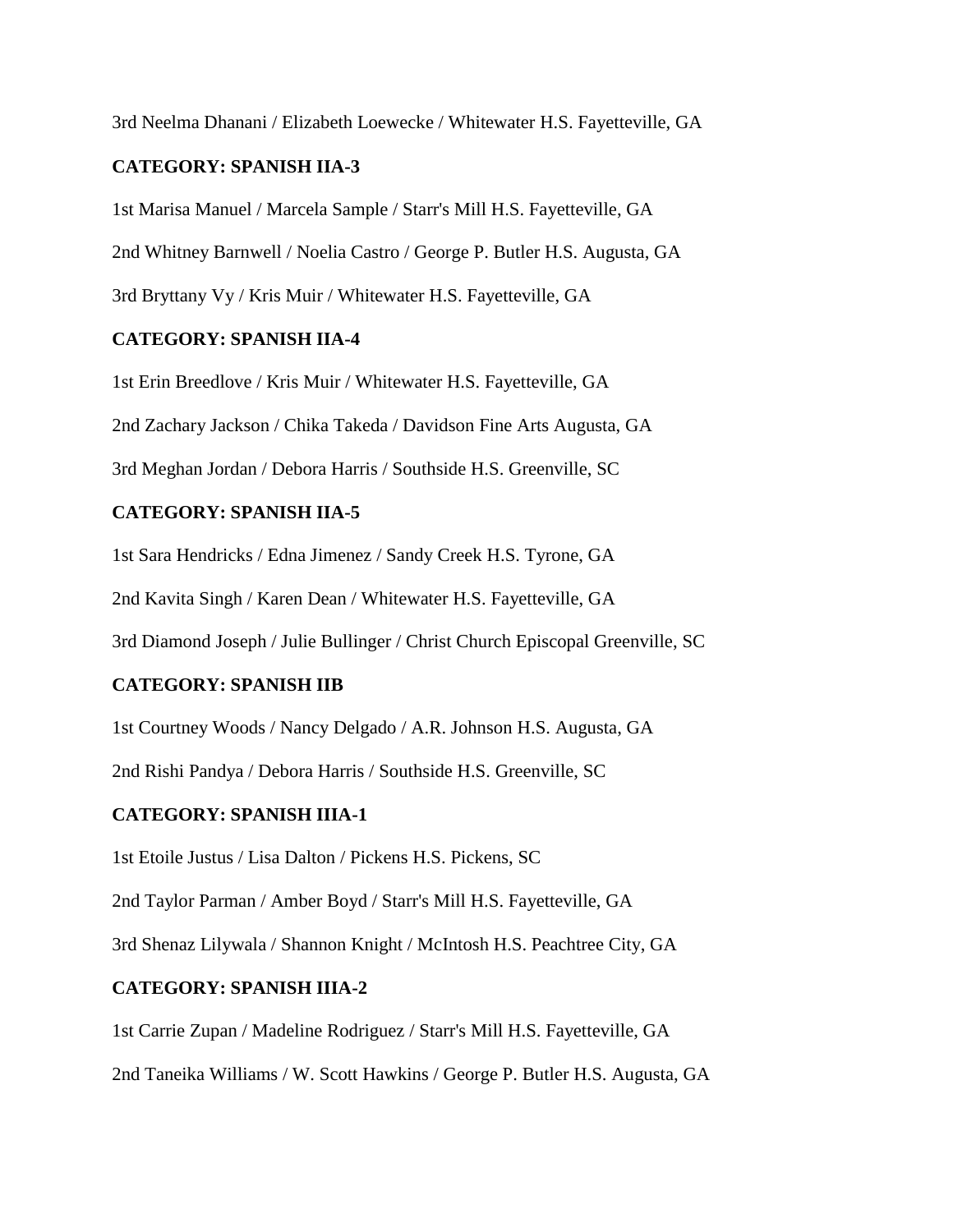3rd Neelma Dhanani / Elizabeth Loewecke / Whitewater H.S. Fayetteville, GA

**CATEGORY: SPANISH IIA-3**

1st Marisa Manuel / Marcela Sample / Starr's Mill H.S. Fayetteville, GA

2nd Whitney Barnwell / Noelia Castro / George P. Butler H.S. Augusta, GA

3rd Bryttany Vy / Kris Muir / Whitewater H.S. Fayetteville, GA

**CATEGORY: SPANISH IIA-4**

1st Erin Breedlove / Kris Muir / Whitewater H.S. Fayetteville, GA

2nd Zachary Jackson / Chika Takeda / Davidson Fine Arts Augusta, GA

3rd Meghan Jordan / Debora Harris / Southside H.S. Greenville, SC

**CATEGORY: SPANISH IIA-5**

1st Sara Hendricks / Edna Jimenez / Sandy Creek H.S. Tyrone, GA

2nd Kavita Singh / Karen Dean / Whitewater H.S. Fayetteville, GA

3rd Diamond Joseph / Julie Bullinger / Christ Church Episcopal Greenville, SC

**CATEGORY: SPANISH IIB**

1st Courtney Woods / Nancy Delgado / A.R. Johnson H.S. Augusta, GA

2nd Rishi Pandya / Debora Harris / Southside H.S. Greenville, SC

**CATEGORY: SPANISH IIIA-1**

1st Etoile Justus / Lisa Dalton / Pickens H.S. Pickens, SC

2nd Taylor Parman / Amber Boyd / Starr's Mill H.S. Fayetteville, GA

3rd Shenaz Lilywala / Shannon Knight / McIntosh H.S. Peachtree City, GA

**CATEGORY: SPANISH IIIA-2**

1st Carrie Zupan / Madeline Rodriguez / Starr's Mill H.S. Fayetteville, GA

2nd Taneika Williams / W. Scott Hawkins / George P. Butler H.S. Augusta, GA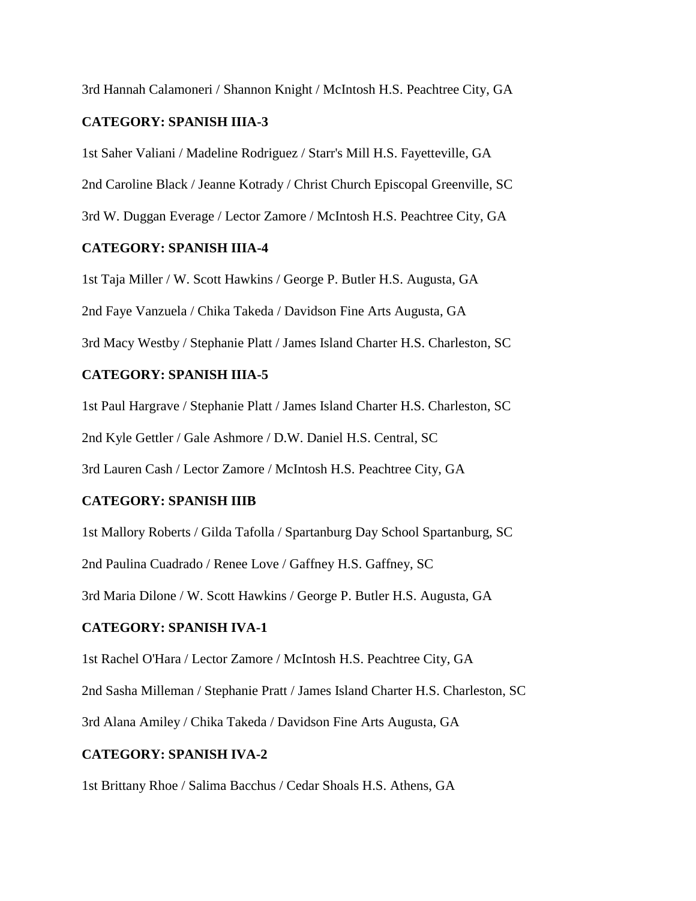3rd Hannah Calamoneri / Shannon Knight / McIntosh H.S. Peachtree City, GA

**CATEGORY: SPANISH IIIA-3**

1st Saher Valiani / Madeline Rodriguez / Starr's Mill H.S. Fayetteville, GA

2nd Caroline Black / Jeanne Kotrady / Christ Church Episcopal Greenville, SC

3rd W. Duggan Everage / Lector Zamore / McIntosh H.S. Peachtree City, GA

**CATEGORY: SPANISH IIIA-4**

1st Taja Miller / W. Scott Hawkins / George P. Butler H.S. Augusta, GA

2nd Faye Vanzuela / Chika Takeda / Davidson Fine Arts Augusta, GA

3rd Macy Westby / Stephanie Platt / James Island Charter H.S. Charleston, SC

**CATEGORY: SPANISH IIIA-5**

1st Paul Hargrave / Stephanie Platt / James Island Charter H.S. Charleston, SC

2nd Kyle Gettler / Gale Ashmore / D.W. Daniel H.S. Central, SC

3rd Lauren Cash / Lector Zamore / McIntosh H.S. Peachtree City, GA

**CATEGORY: SPANISH IIIB**

1st Mallory Roberts / Gilda Tafolla / Spartanburg Day School Spartanburg, SC

2nd Paulina Cuadrado / Renee Love / Gaffney H.S. Gaffney, SC

3rd Maria Dilone / W. Scott Hawkins / George P. Butler H.S. Augusta, GA

**CATEGORY: SPANISH IVA-1**

1st Rachel O'Hara / Lector Zamore / McIntosh H.S. Peachtree City, GA

2nd Sasha Milleman / Stephanie Pratt / James Island Charter H.S. Charleston, SC

3rd Alana Amiley / Chika Takeda / Davidson Fine Arts Augusta, GA

**CATEGORY: SPANISH IVA-2**

1st Brittany Rhoe / Salima Bacchus / Cedar Shoals H.S. Athens, GA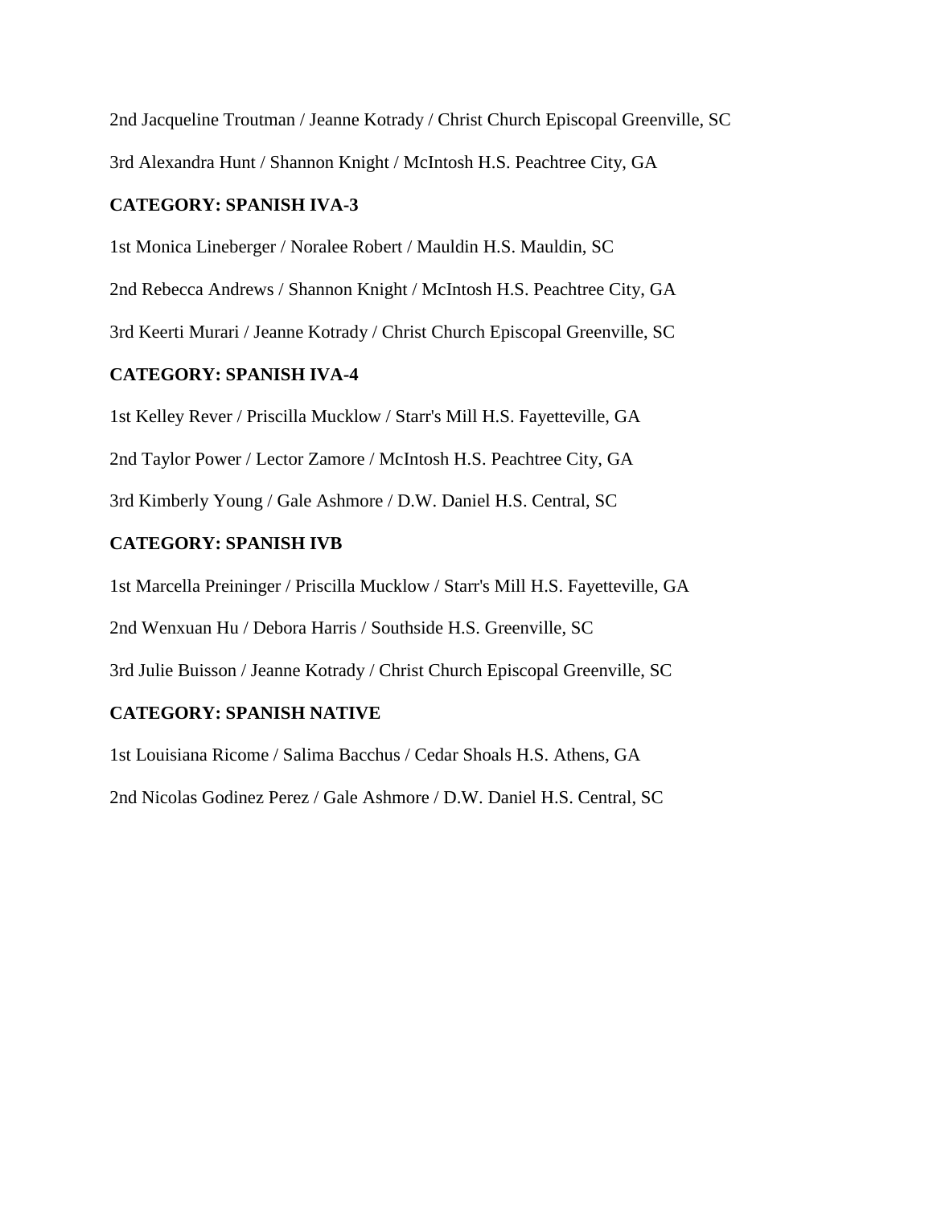2nd Jacqueline Troutman / Jeanne Kotrady / Christ Church Episcopal Greenville, SC

3rd Alexandra Hunt / Shannon Knight / McIntosh H.S. Peachtree City, GA

**CATEGORY: SPANISH IVA-3**

1st Monica Lineberger / Noralee Robert / Mauldin H.S. Mauldin, SC

2nd Rebecca Andrews / Shannon Knight / McIntosh H.S. Peachtree City, GA

3rd Keerti Murari / Jeanne Kotrady / Christ Church Episcopal Greenville, SC

**CATEGORY: SPANISH IVA-4**

1st Kelley Rever / Priscilla Mucklow / Starr's Mill H.S. Fayetteville, GA

2nd Taylor Power / Lector Zamore / McIntosh H.S. Peachtree City, GA

3rd Kimberly Young / Gale Ashmore / D.W. Daniel H.S. Central, SC

**CATEGORY: SPANISH IVB**

1st Marcella Preininger / Priscilla Mucklow / Starr's Mill H.S. Fayetteville, GA

2nd Wenxuan Hu / Debora Harris / Southside H.S. Greenville, SC

3rd Julie Buisson / Jeanne Kotrady / Christ Church Episcopal Greenville, SC

**CATEGORY: SPANISH NATIVE**

1st Louisiana Ricome / Salima Bacchus / Cedar Shoals H.S. Athens, GA

2nd Nicolas Godinez Perez / Gale Ashmore / D.W. Daniel H.S. Central, SC